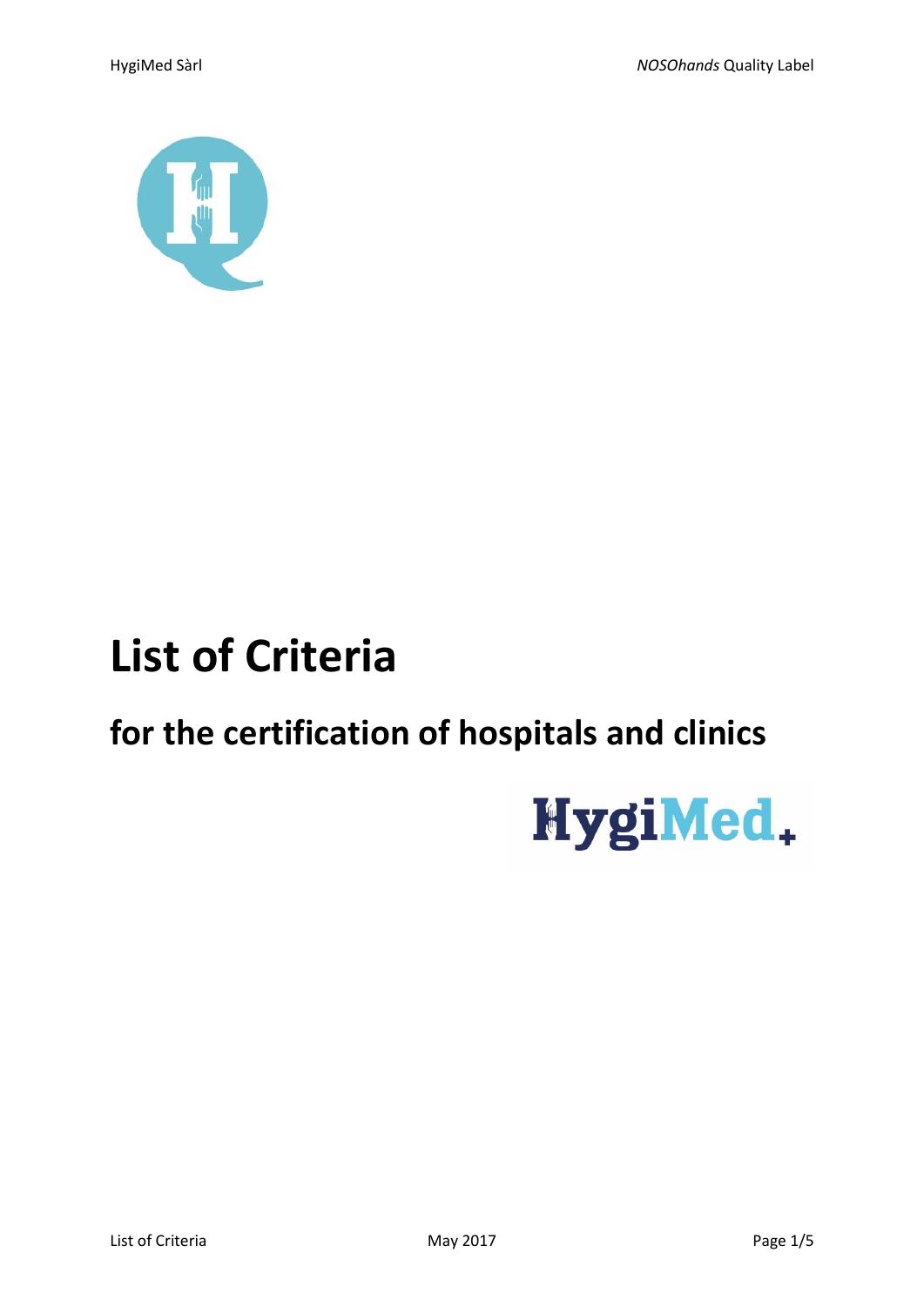# List of Criteria

## for the certification of hospitals and clinics

HygiMed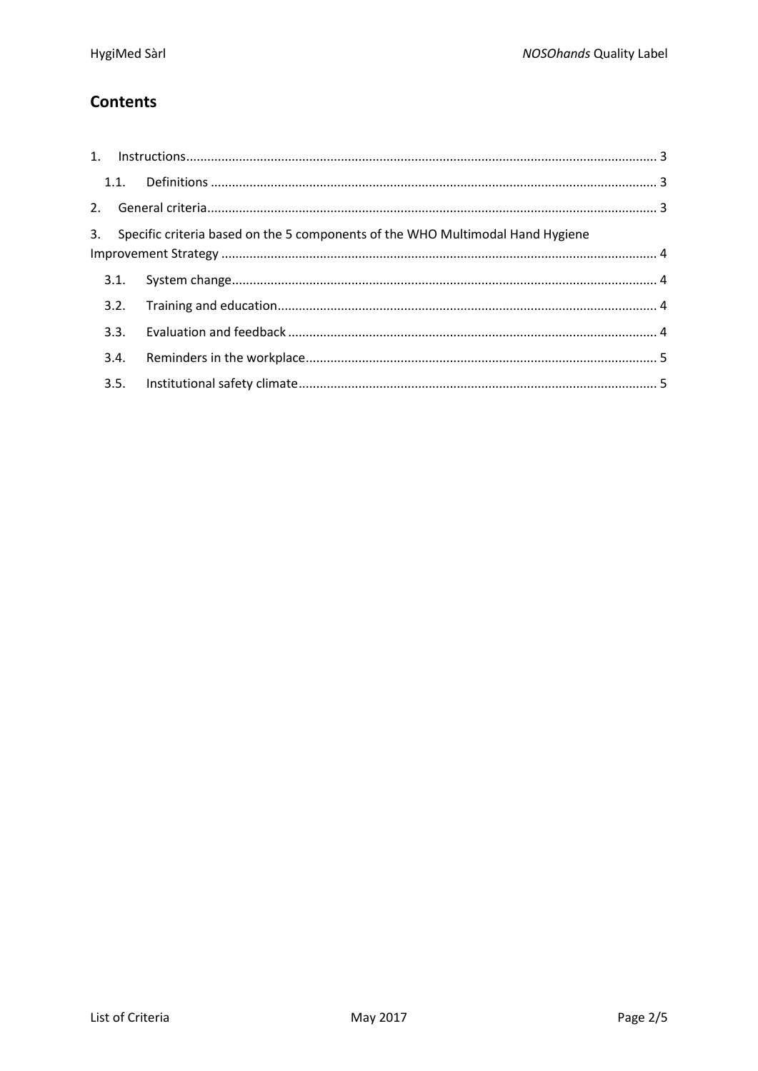## Contents

1. Instructions ... 3
   - 1.1. Definitions ... 3
2. General criteria ... 3
3. Specific criteria based on the 5 components of the WHO Multimodal Hand Hygiene Improvement Strategy ... 4
   - 3.1. System change ... 4
   - 3.2. Training and education ... 4
   - 3.3. Evaluation and feedback ... 4
   - 3.4. Reminders in the workplace ... 5
   - 3.5. Institutional safety climate ... 5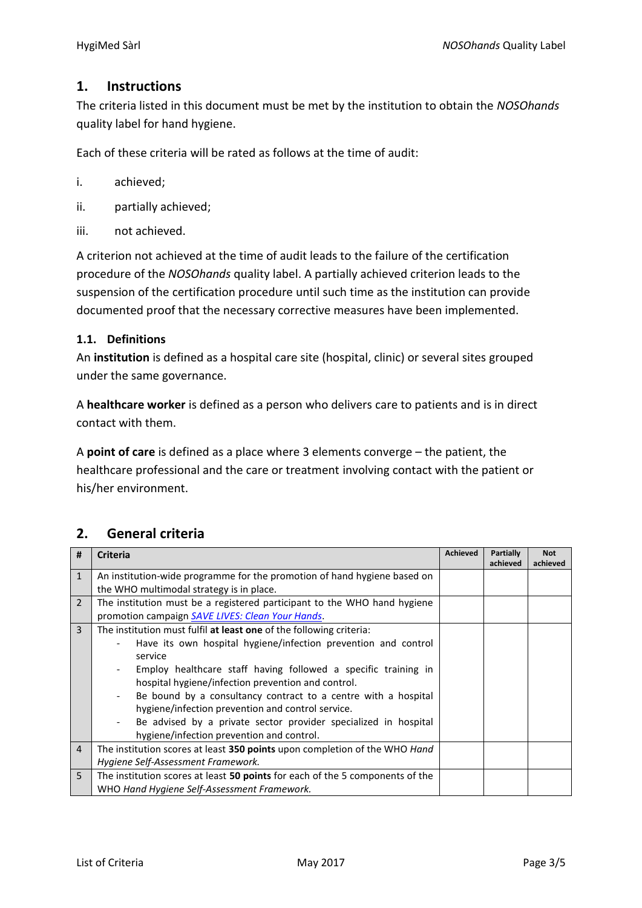## 1. Instructions

The criteria listed in this document must be met by the institution to obtain the *NOSOhands* quality label for hand hygiene.

Each of these criteria will be rated as follows at the time of audit:

i. achieved;

ii. partially achieved;

iii. not achieved.

A criterion not achieved at the time of audit leads to the failure of the certification procedure of the *NOSOhands* quality label. A partially achieved criterion leads to the suspension of the certification procedure until such time as the institution can provide documented proof that the necessary corrective measures have been implemented.

### 1.1. Definitions

An **institution** is defined as a hospital care site (hospital, clinic) or several sites grouped under the same governance.

A **healthcare worker** is defined as a person who delivers care to patients and is in direct contact with them.

A **point of care** is defined as a place where 3 elements converge – the patient, the healthcare professional and the care or treatment involving contact with the patient or his/her environment.

## 2. General criteria

| # | Criteria | Achieved | Partially achieved | Not achieved |
|---|---|---|---|---|
| 1 | An institution-wide programme for the promotion of hand hygiene based on the WHO multimodal strategy is in place. | | | |
| 2 | The institution must be a registered participant to the WHO hand hygiene promotion campaign *SAVE LIVES: Clean Your Hands*. | | | |
| 3 | The institution must fulfil **at least one** of the following criteria:<br>- Have its own hospital hygiene/infection prevention and control service<br>- Employ healthcare staff having followed a specific training in hospital hygiene/infection prevention and control.<br>- Be bound by a consultancy contract to a centre with a hospital hygiene/infection prevention and control service.<br>- Be advised by a private sector provider specialized in hospital hygiene/infection prevention and control. | | | |
| 4 | The institution scores at least **350 points** upon completion of the WHO *Hand Hygiene Self-Assessment Framework.* | | | |
| 5 | The institution scores at least **50 points** for each of the 5 components of the WHO *Hand Hygiene Self-Assessment Framework.* | | | |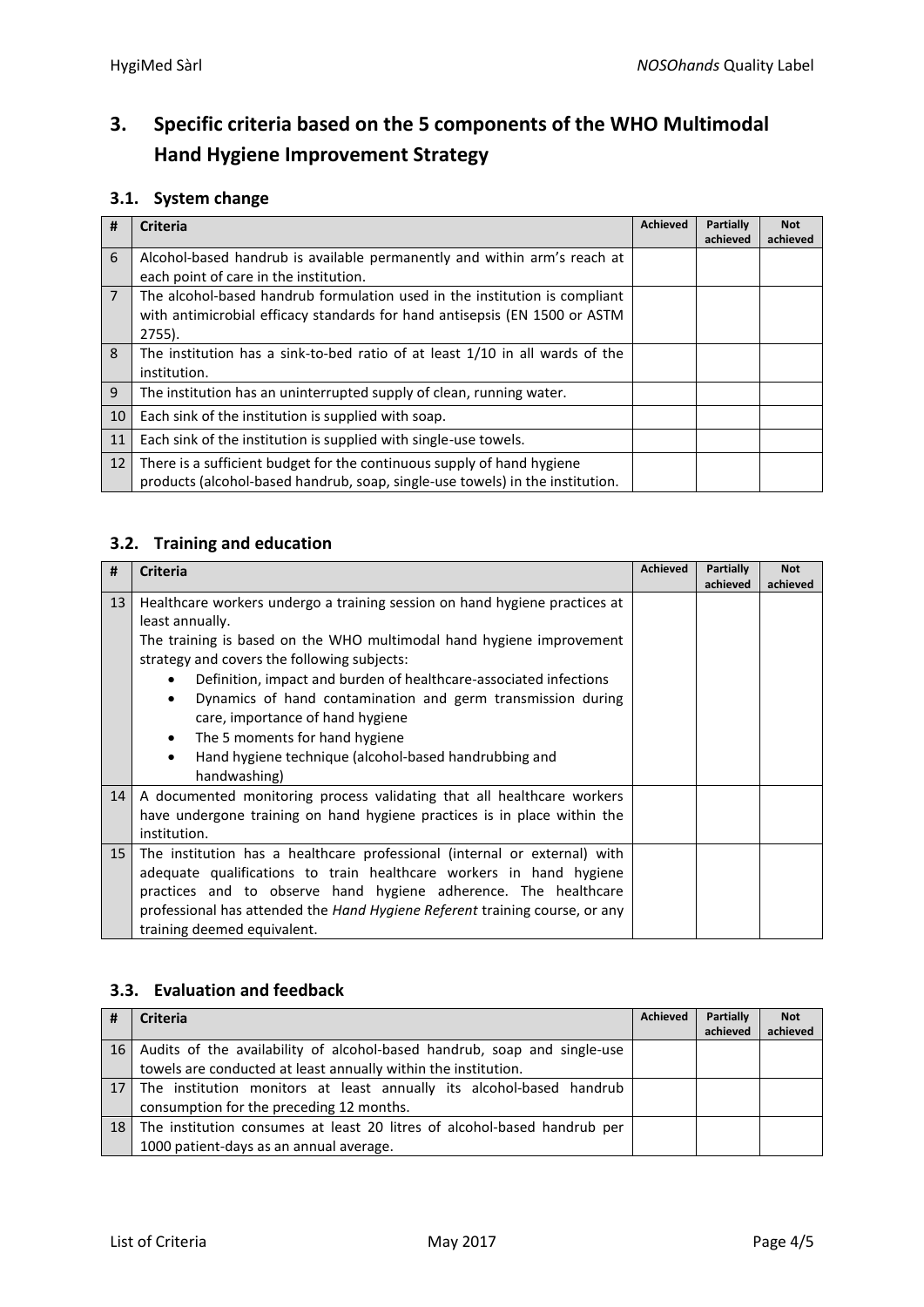## 3. Specific criteria based on the 5 components of the WHO Multimodal Hand Hygiene Improvement Strategy

### 3.1. System change

| # | Criteria | Achieved | Partially achieved | Not achieved |
|---|---|---|---|---|
| 6 | Alcohol-based handrub is available permanently and within arm's reach at each point of care in the institution. | | | |
| 7 | The alcohol-based handrub formulation used in the institution is compliant with antimicrobial efficacy standards for hand antisepsis (EN 1500 or ASTM 2755). | | | |
| 8 | The institution has a sink-to-bed ratio of at least 1/10 in all wards of the institution. | | | |
| 9 | The institution has an uninterrupted supply of clean, running water. | | | |
| 10 | Each sink of the institution is supplied with soap. | | | |
| 11 | Each sink of the institution is supplied with single-use towels. | | | |
| 12 | There is a sufficient budget for the continuous supply of hand hygiene products (alcohol-based handrub, soap, single-use towels) in the institution. | | | |

### 3.2. Training and education

| # | Criteria | Achieved | Partially achieved | Not achieved |
|---|---|---|---|---|
| 13 | Healthcare workers undergo a training session on hand hygiene practices at least annually.<br>The training is based on the WHO multimodal hand hygiene improvement strategy and covers the following subjects:<br>• Definition, impact and burden of healthcare-associated infections<br>• Dynamics of hand contamination and germ transmission during care, importance of hand hygiene<br>• The 5 moments for hand hygiene<br>• Hand hygiene technique (alcohol-based handrubbing and handwashing) | | | |
| 14 | A documented monitoring process validating that all healthcare workers have undergone training on hand hygiene practices is in place within the institution. | | | |
| 15 | The institution has a healthcare professional (internal or external) with adequate qualifications to train healthcare workers in hand hygiene practices and to observe hand hygiene adherence. The healthcare professional has attended the *Hand Hygiene Referent* training course, or any training deemed equivalent. | | | |

### 3.3. Evaluation and feedback

| # | Criteria | Achieved | Partially achieved | Not achieved |
|---|---|---|---|---|
| 16 | Audits of the availability of alcohol-based handrub, soap and single-use towels are conducted at least annually within the institution. | | | |
| 17 | The institution monitors at least annually its alcohol-based handrub consumption for the preceding 12 months. | | | |
| 18 | The institution consumes at least 20 litres of alcohol-based handrub per 1000 patient-days as an annual average. | | | |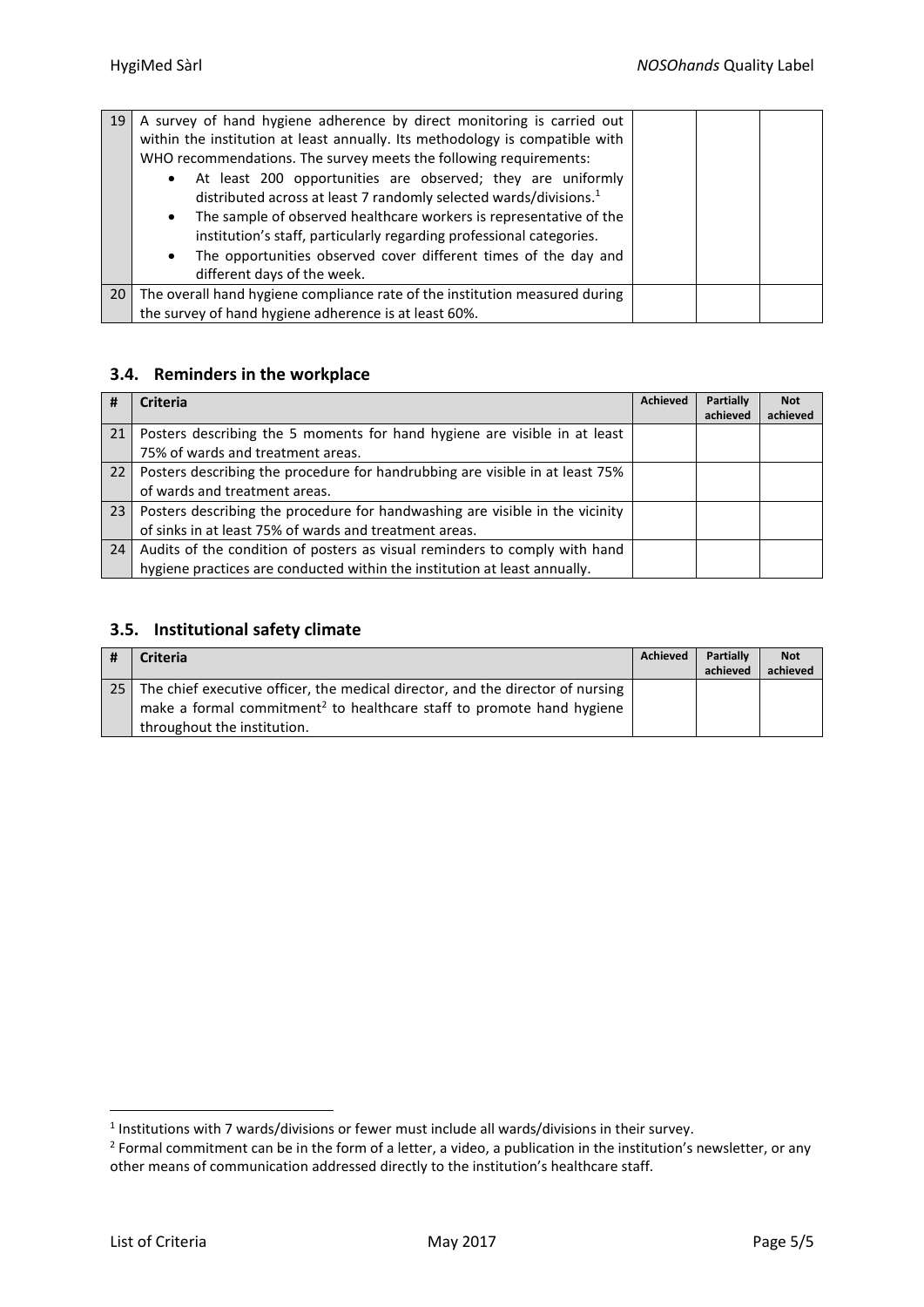| | | | | |
|---|---|---|---|---|
| 19 | A survey of hand hygiene adherence by direct monitoring is carried out within the institution at least annually. Its methodology is compatible with WHO recommendations. The survey meets the following requirements: <br>• At least 200 opportunities are observed; they are uniformly distributed across at least 7 randomly selected wards/divisions.[1] <br>• The sample of observed healthcare workers is representative of the institution's staff, particularly regarding professional categories. <br>• The opportunities observed cover different times of the day and different days of the week. | | | |
| 20 | The overall hand hygiene compliance rate of the institution measured during the survey of hand hygiene adherence is at least 60%. | | | |

### 3.4. Reminders in the workplace

| # | Criteria | Achieved | Partially achieved | Not achieved |
|---|---|---|---|---|
| 21 | Posters describing the 5 moments for hand hygiene are visible in at least 75% of wards and treatment areas. | | | |
| 22 | Posters describing the procedure for handrubbing are visible in at least 75% of wards and treatment areas. | | | |
| 23 | Posters describing the procedure for handwashing are visible in the vicinity of sinks in at least 75% of wards and treatment areas. | | | |
| 24 | Audits of the condition of posters as visual reminders to comply with hand hygiene practices are conducted within the institution at least annually. | | | |

### 3.5. Institutional safety climate

| # | Criteria | Achieved | Partially achieved | Not achieved |
|---|---|---|---|---|
| 25 | The chief executive officer, the medical director, and the director of nursing make a formal commitment[2] to healthcare staff to promote hand hygiene throughout the institution. | | | |

[1] Institutions with 7 wards/divisions or fewer must include all wards/divisions in their survey.

[2] Formal commitment can be in the form of a letter, a video, a publication in the institution's newsletter, or any other means of communication addressed directly to the institution's healthcare staff.